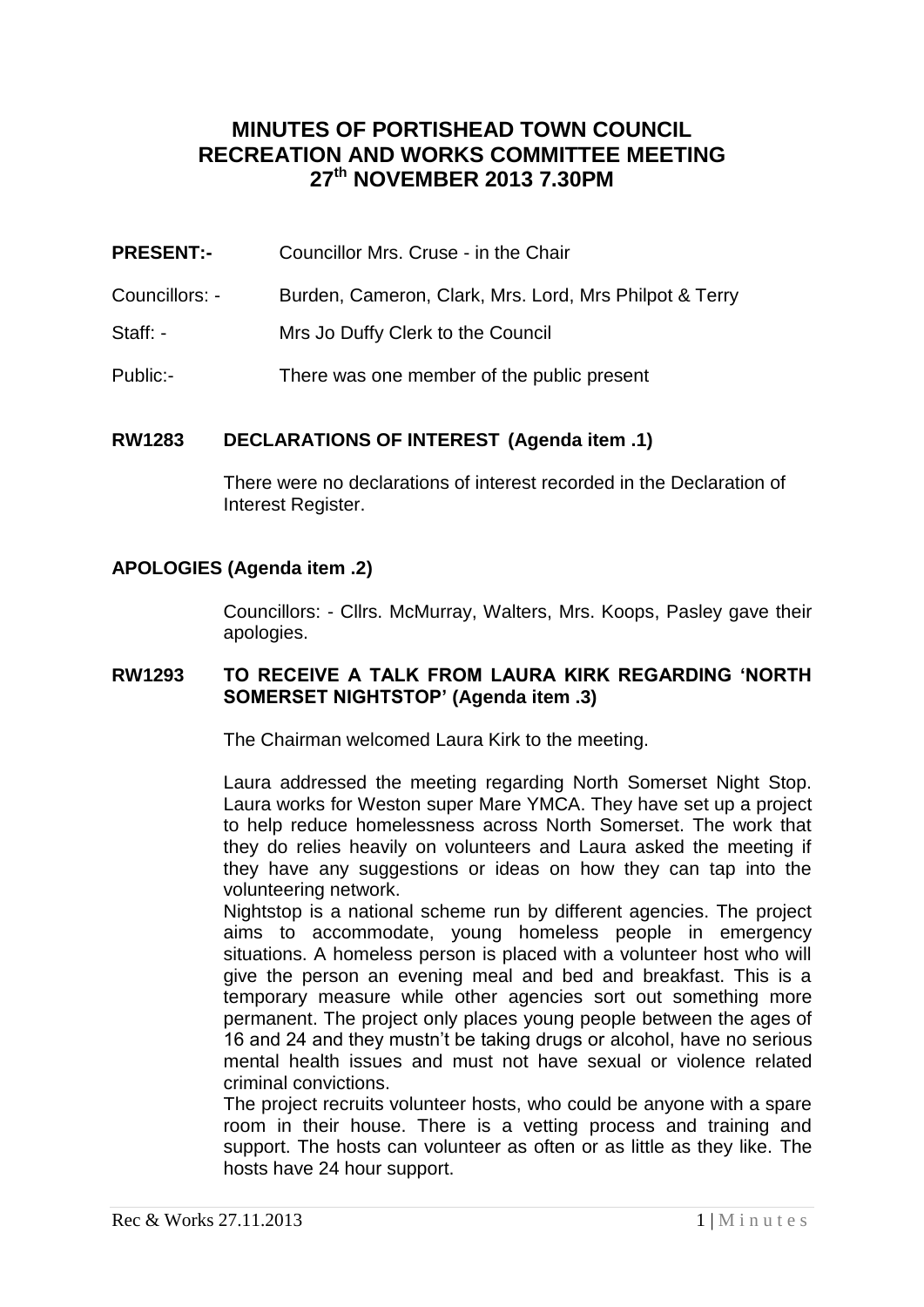# MINUTES OF PORTISHEAD TOWN COUNCIL RECREATION AND WORKS COMMITTEE MEETING 27th NOVEMBER 2013 7.30PM

**PRESENT:-** Councillor Mrs. Cruse - in the Chair

Councillors: - Burden, Cameron, Clark, Mrs. Lord, Mrs Philpot & Terry

Staff: - Mrs Jo Duffy Clerk to the Council

Public:- There was one member of the public present

## RW1283 DECLARATIONS OF INTEREST (Agenda item .1)

There were no declarations of interest recorded in the Declaration of Interest Register.

## APOLOGIES (Agenda item .2)

Councillors: - Cllrs. McMurray, Walters, Mrs. Koops, Pasley gave their apologies.

## RW1293 TO RECEIVE A TALK FROM LAURA KIRK REGARDING 'NORTH SOMERSET NIGHTSTOP' (Agenda item .3)

The Chairman welcomed Laura Kirk to the meeting.

Laura addressed the meeting regarding North Somerset Night Stop. Laura works for Weston super Mare YMCA. They have set up a project to help reduce homelessness across North Somerset. The work that they do relies heavily on volunteers and Laura asked the meeting if they have any suggestions or ideas on how they can tap into the volunteering network.

Nightstop is a national scheme run by different agencies. The project aims to accommodate, young homeless people in emergency situations. A homeless person is placed with a volunteer host who will give the person an evening meal and bed and breakfast. This is a temporary measure while other agencies sort out something more permanent. The project only places young people between the ages of 16 and 24 and they mustn't be taking drugs or alcohol, have no serious mental health issues and must not have sexual or violence related criminal convictions.

The project recruits volunteer hosts, who could be anyone with a spare room in their house. There is a vetting process and training and support. The hosts can volunteer as often or as little as they like. The hosts have 24 hour support.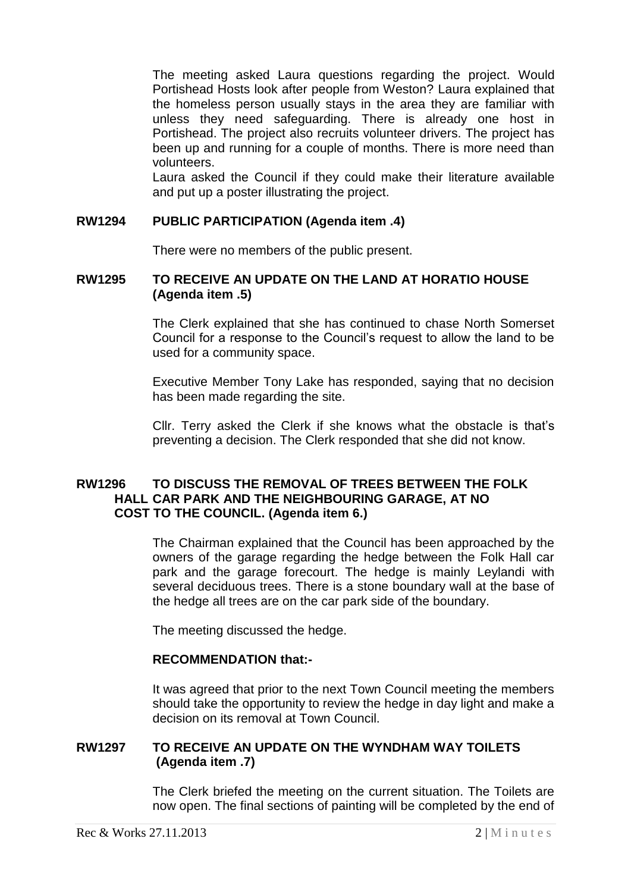The meeting asked Laura questions regarding the project. Would Portishead Hosts look after people from Weston? Laura explained that the homeless person usually stays in the area they are familiar with unless they need safeguarding. There is already one host in Portishead. The project also recruits volunteer drivers. The project has been up and running for a couple of months. There is more need than volunteers.

Laura asked the Council if they could make their literature available and put up a poster illustrating the project.

**RW1294 PUBLIC PARTICIPATION (Agenda item .4)**

There were no members of the public present.

**RW1295 TO RECEIVE AN UPDATE ON THE LAND AT HORATIO HOUSE (Agenda item .5)**

The Clerk explained that she has continued to chase North Somerset Council for a response to the Council's request to allow the land to be used for a community space.

Executive Member Tony Lake has responded, saying that no decision has been made regarding the site.

Cllr. Terry asked the Clerk if she knows what the obstacle is that's preventing a decision. The Clerk responded that she did not know.

**RW1296 TO DISCUSS THE REMOVAL OF TREES BETWEEN THE FOLK HALL CAR PARK AND THE NEIGHBOURING GARAGE, AT NO COST TO THE COUNCIL. (Agenda item 6.)**

The Chairman explained that the Council has been approached by the owners of the garage regarding the hedge between the Folk Hall car park and the garage forecourt. The hedge is mainly Leylandi with several deciduous trees. There is a stone boundary wall at the base of the hedge all trees are on the car park side of the boundary.

The meeting discussed the hedge.

**RECOMMENDATION that:-**

It was agreed that prior to the next Town Council meeting the members should take the opportunity to review the hedge in day light and make a decision on its removal at Town Council.

**RW1297 TO RECEIVE AN UPDATE ON THE WYNDHAM WAY TOILETS (Agenda item .7)**

The Clerk briefed the meeting on the current situation. The Toilets are now open. The final sections of painting will be completed by the end of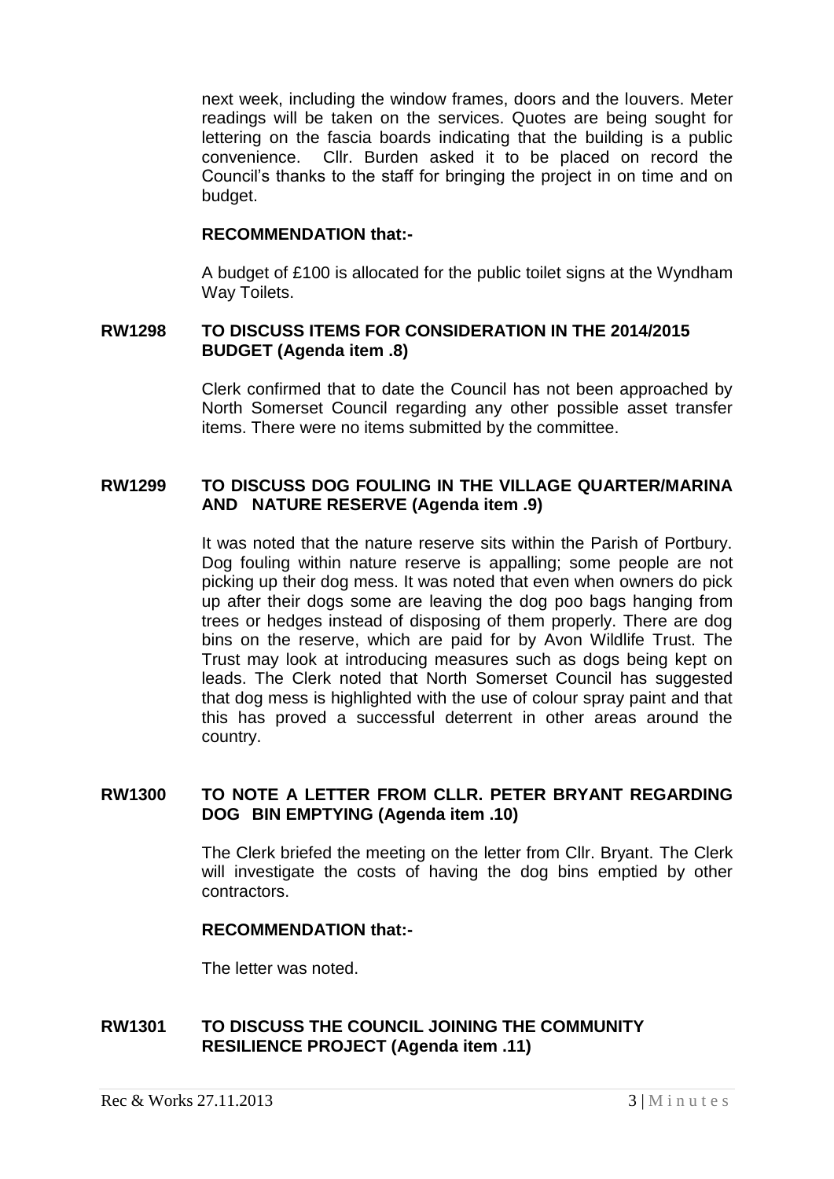next week, including the window frames, doors and the louvers. Meter readings will be taken on the services. Quotes are being sought for lettering on the fascia boards indicating that the building is a public convenience. Cllr. Burden asked it to be placed on record the Council's thanks to the staff for bringing the project in on time and on budget.

**RECOMMENDATION that:-**

A budget of £100 is allocated for the public toilet signs at the Wyndham Way Toilets.

**RW1298 TO DISCUSS ITEMS FOR CONSIDERATION IN THE 2014/2015 BUDGET (Agenda item .8)**

Clerk confirmed that to date the Council has not been approached by North Somerset Council regarding any other possible asset transfer items. There were no items submitted by the committee.

**RW1299 TO DISCUSS DOG FOULING IN THE VILLAGE QUARTER/MARINA AND NATURE RESERVE (Agenda item .9)**

It was noted that the nature reserve sits within the Parish of Portbury. Dog fouling within nature reserve is appalling; some people are not picking up their dog mess. It was noted that even when owners do pick up after their dogs some are leaving the dog poo bags hanging from trees or hedges instead of disposing of them properly. There are dog bins on the reserve, which are paid for by Avon Wildlife Trust. The Trust may look at introducing measures such as dogs being kept on leads. The Clerk noted that North Somerset Council has suggested that dog mess is highlighted with the use of colour spray paint and that this has proved a successful deterrent in other areas around the country.

**RW1300 TO NOTE A LETTER FROM CLLR. PETER BRYANT REGARDING DOG BIN EMPTYING (Agenda item .10)**

The Clerk briefed the meeting on the letter from Cllr. Bryant. The Clerk will investigate the costs of having the dog bins emptied by other contractors.

**RECOMMENDATION that:-**

The letter was noted.

**RW1301 TO DISCUSS THE COUNCIL JOINING THE COMMUNITY RESILIENCE PROJECT (Agenda item .11)**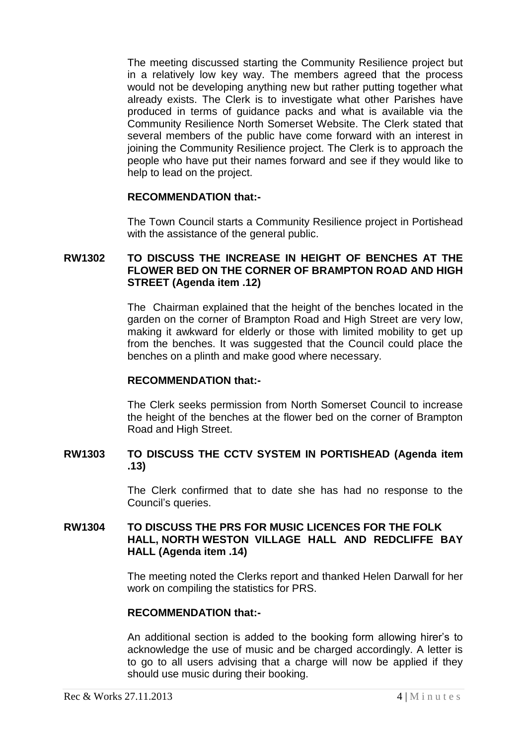The meeting discussed starting the Community Resilience project but in a relatively low key way. The members agreed that the process would not be developing anything new but rather putting together what already exists. The Clerk is to investigate what other Parishes have produced in terms of guidance packs and what is available via the Community Resilience North Somerset Website. The Clerk stated that several members of the public have come forward with an interest in joining the Community Resilience project. The Clerk is to approach the people who have put their names forward and see if they would like to help to lead on the project.

**RECOMMENDATION that:-**

The Town Council starts a Community Resilience project in Portishead with the assistance of the general public.

**RW1302 TO DISCUSS THE INCREASE IN HEIGHT OF BENCHES AT THE FLOWER BED ON THE CORNER OF BRAMPTON ROAD AND HIGH STREET (Agenda item .12)**

The Chairman explained that the height of the benches located in the garden on the corner of Brampton Road and High Street are very low, making it awkward for elderly or those with limited mobility to get up from the benches. It was suggested that the Council could place the benches on a plinth and make good where necessary.

**RECOMMENDATION that:-**

The Clerk seeks permission from North Somerset Council to increase the height of the benches at the flower bed on the corner of Brampton Road and High Street.

**RW1303 TO DISCUSS THE CCTV SYSTEM IN PORTISHEAD (Agenda item .13)**

The Clerk confirmed that to date she has had no response to the Council's queries.

**RW1304 TO DISCUSS THE PRS FOR MUSIC LICENCES FOR THE FOLK HALL, NORTH WESTON VILLAGE HALL AND REDCLIFFE BAY HALL (Agenda item .14)**

The meeting noted the Clerks report and thanked Helen Darwall for her work on compiling the statistics for PRS.

**RECOMMENDATION that:-**

An additional section is added to the booking form allowing hirer's to acknowledge the use of music and be charged accordingly. A letter is to go to all users advising that a charge will now be applied if they should use music during their booking.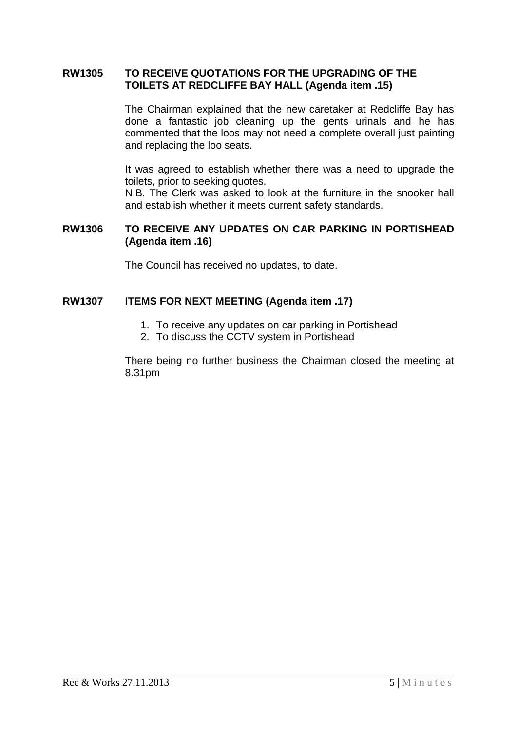**RW1305 TO RECEIVE QUOTATIONS FOR THE UPGRADING OF THE TOILETS AT REDCLIFFE BAY HALL (Agenda item .15)**

The Chairman explained that the new caretaker at Redcliffe Bay has done a fantastic job cleaning up the gents urinals and he has commented that the loos may not need a complete overall just painting and replacing the loo seats.

It was agreed to establish whether there was a need to upgrade the toilets, prior to seeking quotes.
N.B. The Clerk was asked to look at the furniture in the snooker hall and establish whether it meets current safety standards.

**RW1306 TO RECEIVE ANY UPDATES ON CAR PARKING IN PORTISHEAD (Agenda item .16)**

The Council has received no updates, to date.

**RW1307 ITEMS FOR NEXT MEETING (Agenda item .17)**

1. To receive any updates on car parking in Portishead
2. To discuss the CCTV system in Portishead

There being no further business the Chairman closed the meeting at 8.31pm